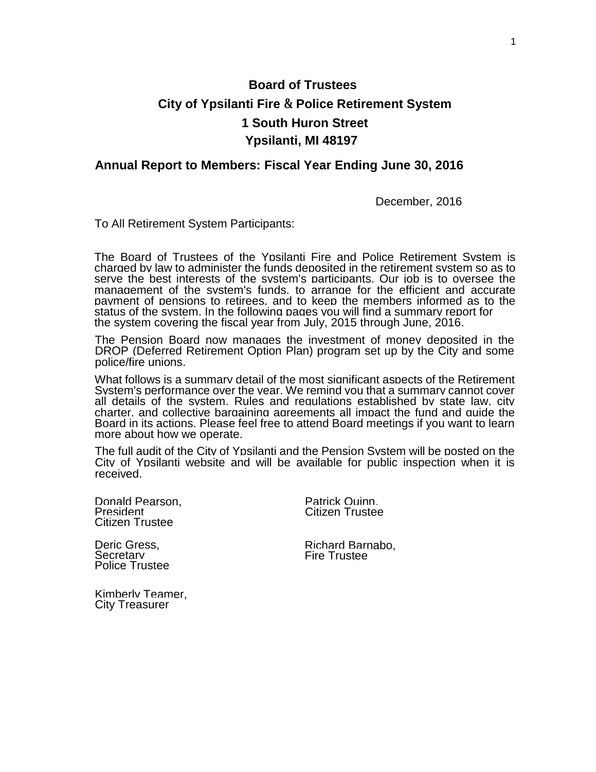# Board of Trustees

## City of Ypsilanti Fire & Police Retirement System

## 1 South Huron Street

## Ypsilanti, MI 48197

### Annual Report to Members: Fiscal Year Ending June 30, 2016

December, 2016

To All Retirement System Participants:

The Board of Trustees of the Ypsilanti Fire and Police Retirement System is charged by law to administer the funds deposited in the retirement system so as to serve the best interests of the system's participants. Our job is to oversee the management of the system's funds, to arrange for the efficient and accurate payment of pensions to retirees, and to keep the members informed as to the status of the system. In the following pages you will find a summary report for the system covering the fiscal year from July, 2015 through June, 2016.

The Pension Board now manages the investment of money deposited in the DROP (Deferred Retirement Option Plan) program set up by the City and some police/fire unions.

What follows is a summary detail of the most significant aspects of the Retirement System's performance over the year. We remind you that a summary cannot cover all details of the system. Rules and regulations established by state law, city charter, and collective bargaining agreements all impact the fund and guide the Board in its actions. Please feel free to attend Board meetings if you want to learn more about how we operate.

The full audit of the City of Ypsilanti and the Pension System will be posted on the City of Ypsilanti website and will be available for public inspection when it is received.

Donald Pearson,
President
Citizen Trustee

Patrick Quinn,
Citizen Trustee

Deric Gress,
Secretary
Police Trustee

Richard Barnabo,
Fire Trustee

Kimberly Teamer,
City Treasurer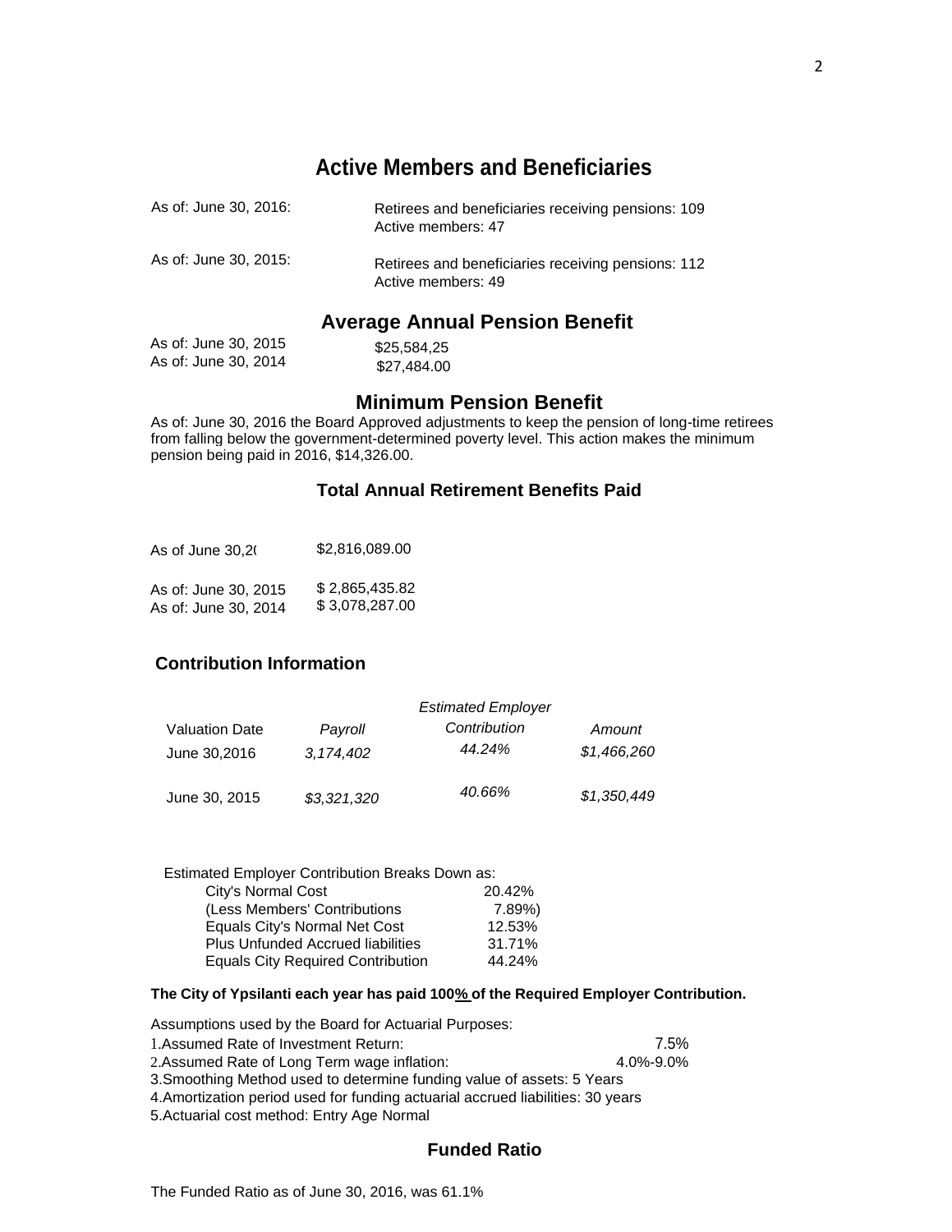## Active Members and Beneficiaries

| | |
|---|---|
| As of: June 30, 2016: | Retirees and beneficiaries receiving pensions: 109<br>Active members: 47 |
| As of: June 30, 2015: | Retirees and beneficiaries receiving pensions: 112<br>Active members: 49 |

## Average Annual Pension Benefit

| | |
|---|---|
| As of: June 30, 2015 | $25,584,25 |
| As of: June 30, 2014 | $27,484.00 |

## Minimum Pension Benefit

As of: June 30, 2016 the Board Approved adjustments to keep the pension of long-time retirees from falling below the government-determined poverty level. This action makes the minimum pension being paid in 2016, $14,326.00.

### Total Annual Retirement Benefits Paid

| | |
|---|---|
| As of June 30,2( | $2,816,089.00 |
| As of: June 30, 2015 | $ 2,865,435.82 |
| As of: June 30, 2014 | $ 3,078,287.00 |

### Contribution Information

| Valuation Date | *Payroll* | *Estimated Employer Contribution* | *Amount* |
|---|---|---|---|
| June 30,2016 | *3,174,402* | *44.24%* | *$1,466,260* |
| June 30, 2015 | *$3,321,320* | *40.66%* | *$1,350,449* |

Estimated Employer Contribution Breaks Down as:

| | |
|---|---|
| City's Normal Cost | 20.42% |
| (Less Members' Contributions | 7.89%) |
| Equals City's Normal Net Cost | 12.53% |
| Plus Unfunded Accrued liabilities | 31.71% |
| Equals City Required Contribution | 44.24% |

**The City of Ypsilanti each year has paid 100% of the Required Employer Contribution.**

Assumptions used by the Board for Actuarial Purposes:

1. Assumed Rate of Investment Return: 7.5%
2. Assumed Rate of Long Term wage inflation: 4.0%-9.0%
3. Smoothing Method used to determine funding value of assets: 5 Years
4. Amortization period used for funding actuarial accrued liabilities: 30 years
5. Actuarial cost method: Entry Age Normal

## Funded Ratio

The Funded Ratio as of June 30, 2016, was 61.1%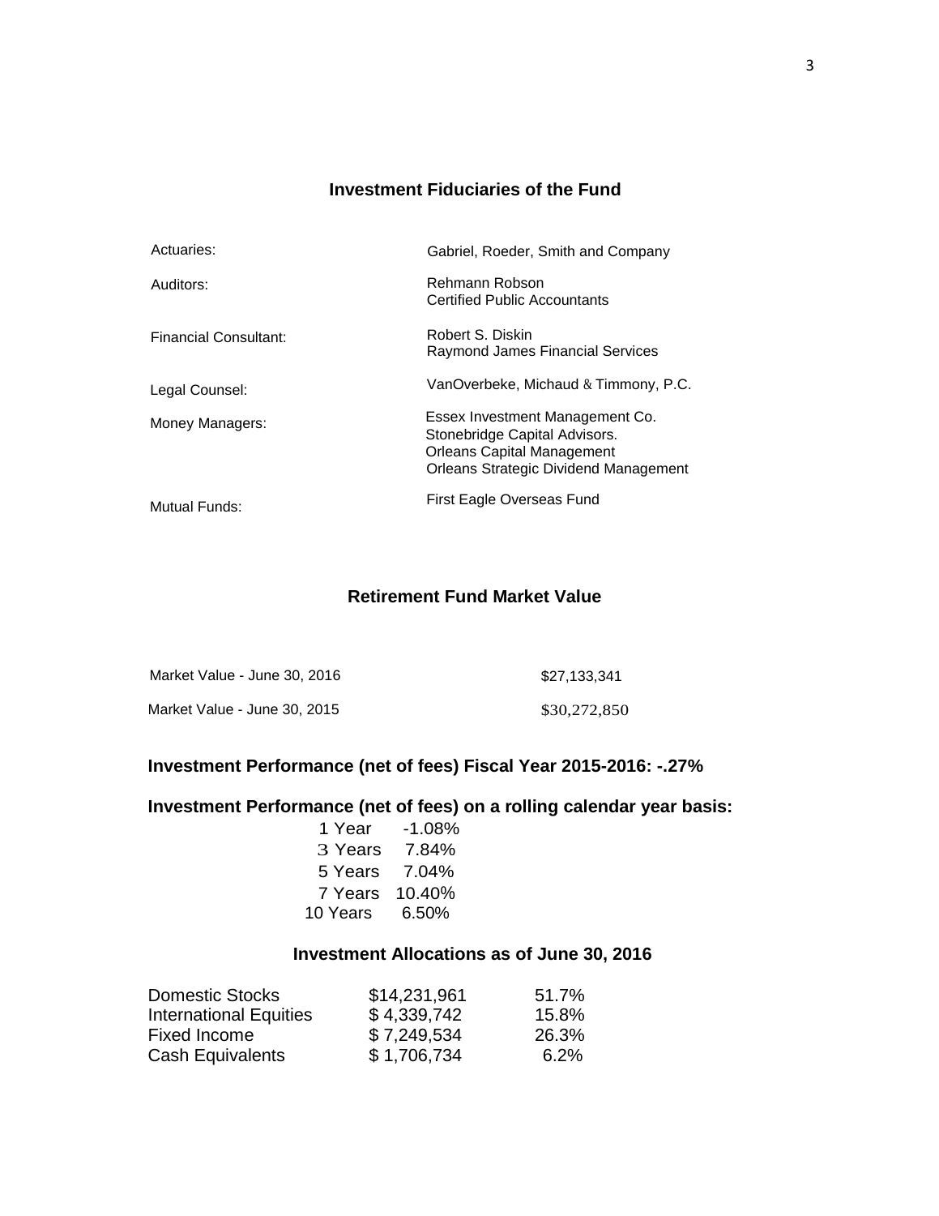## Investment Fiduciaries of the Fund

| | |
|---|---|
| Actuaries: | Gabriel, Roeder, Smith and Company |
| Auditors: | Rehmann Robson<br>Certified Public Accountants |
| Financial Consultant: | Robert S. Diskin<br>Raymond James Financial Services |
| Legal Counsel: | VanOverbeke, Michaud & Timmony, P.C. |
| Money Managers: | Essex Investment Management Co.<br>Stonebridge Capital Advisors.<br>Orleans Capital Management<br>Orleans Strategic Dividend Management |
| Mutual Funds: | First Eagle Overseas Fund |

## Retirement Fund Market Value

| | |
|---|---|
| Market Value - June 30, 2016 | $27,133,341 |
| Market Value - June 30, 2015 | $30,272,850 |

### Investment Performance (net of fees) Fiscal Year 2015-2016: -.27%

### Investment Performance (net of fees) on a rolling calendar year basis:

| | |
|---|---|
| 1 Year | -1.08% |
| 3 Years | 7.84% |
| 5 Years | 7.04% |
| 7 Years | 10.40% |
| 10 Years | 6.50% |

## Investment Allocations as of June 30, 2016

| | | |
|---|---|---|
| Domestic Stocks | $14,231,961 | 51.7% |
| International Equities | $ 4,339,742 | 15.8% |
| Fixed Income | $ 7,249,534 | 26.3% |
| Cash Equivalents | $ 1,706,734 | 6.2% |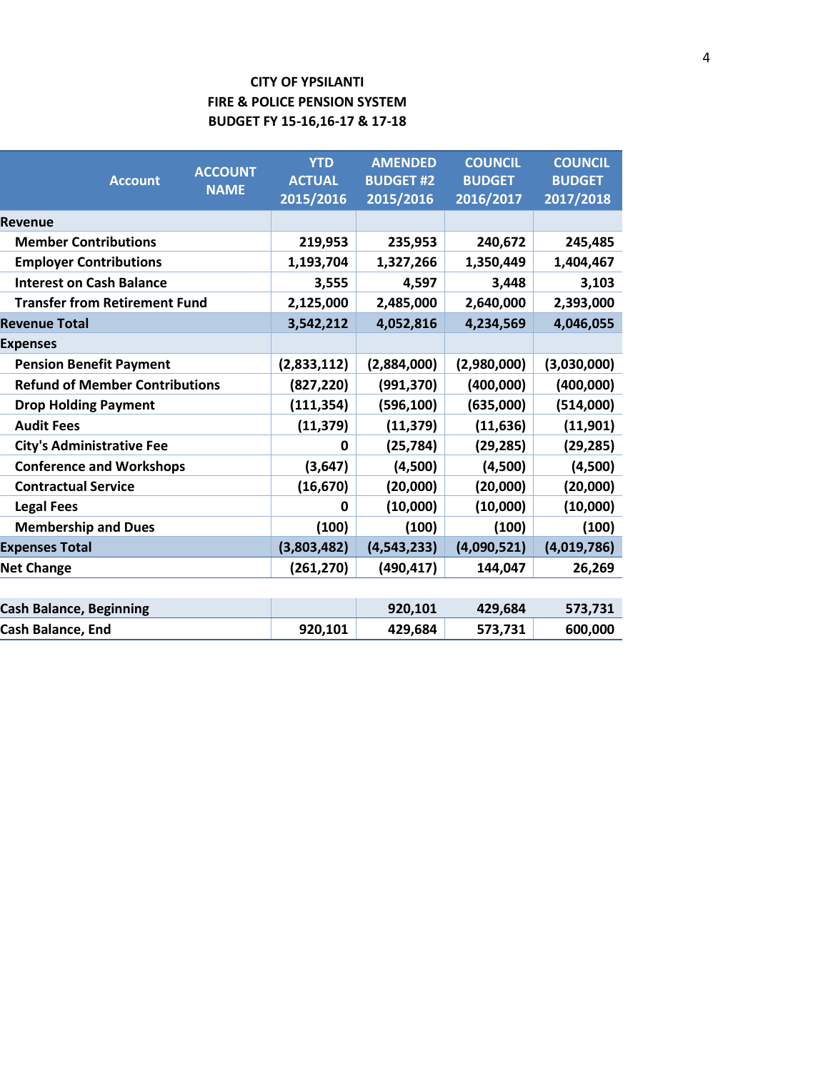**CITY OF YPSILANTI**
**FIRE & POLICE PENSION SYSTEM**
**BUDGET FY 15-16,16-17 & 17-18**

| Account | ACCOUNT NAME | YTD ACTUAL 2015/2016 | AMENDED BUDGET #2 2015/2016 | COUNCIL BUDGET 2016/2017 | COUNCIL BUDGET 2017/2018 |
|---|---|---|---|---|---|
| **Revenue** | | | | | |
| **Member Contributions** | | 219,953 | 235,953 | 240,672 | 245,485 |
| **Employer Contributions** | | 1,193,704 | 1,327,266 | 1,350,449 | 1,404,467 |
| **Interest on Cash Balance** | | 3,555 | 4,597 | 3,448 | 3,103 |
| **Transfer from Retirement Fund** | | 2,125,000 | 2,485,000 | 2,640,000 | 2,393,000 |
| **Revenue Total** | | 3,542,212 | 4,052,816 | 4,234,569 | 4,046,055 |
| **Expenses** | | | | | |
| **Pension Benefit Payment** | | (2,833,112) | (2,884,000) | (2,980,000) | (3,030,000) |
| **Refund of Member Contributions** | | (827,220) | (991,370) | (400,000) | (400,000) |
| **Drop Holding Payment** | | (111,354) | (596,100) | (635,000) | (514,000) |
| **Audit Fees** | | (11,379) | (11,379) | (11,636) | (11,901) |
| **City's Administrative Fee** | | 0 | (25,784) | (29,285) | (29,285) |
| **Conference and Workshops** | | (3,647) | (4,500) | (4,500) | (4,500) |
| **Contractual Service** | | (16,670) | (20,000) | (20,000) | (20,000) |
| **Legal Fees** | | 0 | (10,000) | (10,000) | (10,000) |
| **Membership and Dues** | | (100) | (100) | (100) | (100) |
| **Expenses Total** | | (3,803,482) | (4,543,233) | (4,090,521) | (4,019,786) |
| **Net Change** | | (261,270) | (490,417) | 144,047 | 26,269 |
| | | | | | |
| **Cash Balance, Beginning** | | | 920,101 | 429,684 | 573,731 |
| **Cash Balance, End** | | 920,101 | 429,684 | 573,731 | 600,000 |